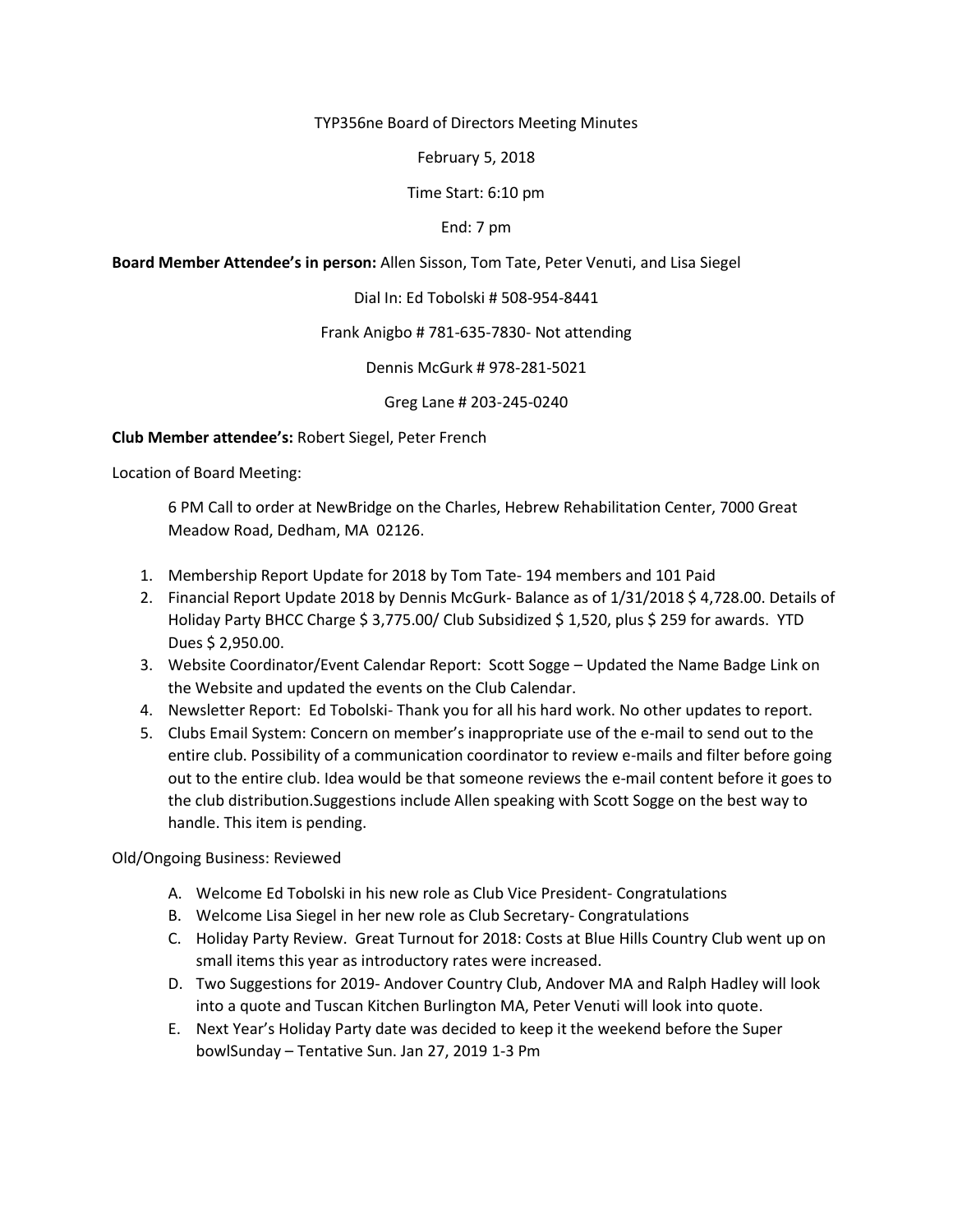TYP356ne Board of Directors Meeting Minutes

February 5, 2018

Time Start: 6:10 pm

End: 7 pm

**Board Member Attendee's in person:** Allen Sisson, Tom Tate, Peter Venuti, and Lisa Siegel

Dial In: Ed Tobolski # 508-954-8441

Frank Anigbo # 781-635-7830- Not attending

Dennis McGurk # 978-281-5021

Greg Lane # 203-245-0240

**Club Member attendee's:** Robert Siegel, Peter French

Location of Board Meeting:

6 PM Call to order at NewBridge on the Charles, Hebrew Rehabilitation Center, 7000 Great Meadow Road, Dedham, MA 02126.

1. Membership Report Update for 2018 by Tom Tate- 194 members and 101 Paid
2. Financial Report Update 2018 by Dennis McGurk- Balance as of 1/31/2018 $ 4,728.00. Details of Holiday Party BHCC Charge $ 3,775.00/ Club Subsidized $ 1,520, plus $ 259 for awards. YTD Dues $ 2,950.00.
3. Website Coordinator/Event Calendar Report: Scott Sogge – Updated the Name Badge Link on the Website and updated the events on the Club Calendar.
4. Newsletter Report: Ed Tobolski- Thank you for all his hard work. No other updates to report.
5. Clubs Email System: Concern on member's inappropriate use of the e-mail to send out to the entire club. Possibility of a communication coordinator to review e-mails and filter before going out to the entire club. Idea would be that someone reviews the e-mail content before it goes to the club distribution.Suggestions include Allen speaking with Scott Sogge on the best way to handle. This item is pending.

Old/Ongoing Business: Reviewed

A. Welcome Ed Tobolski in his new role as Club Vice President- Congratulations
B. Welcome Lisa Siegel in her new role as Club Secretary- Congratulations
C. Holiday Party Review. Great Turnout for 2018: Costs at Blue Hills Country Club went up on small items this year as introductory rates were increased.
D. Two Suggestions for 2019- Andover Country Club, Andover MA and Ralph Hadley will look into a quote and Tuscan Kitchen Burlington MA, Peter Venuti will look into quote.
E. Next Year's Holiday Party date was decided to keep it the weekend before the Super bowlSunday – Tentative Sun. Jan 27, 2019 1-3 Pm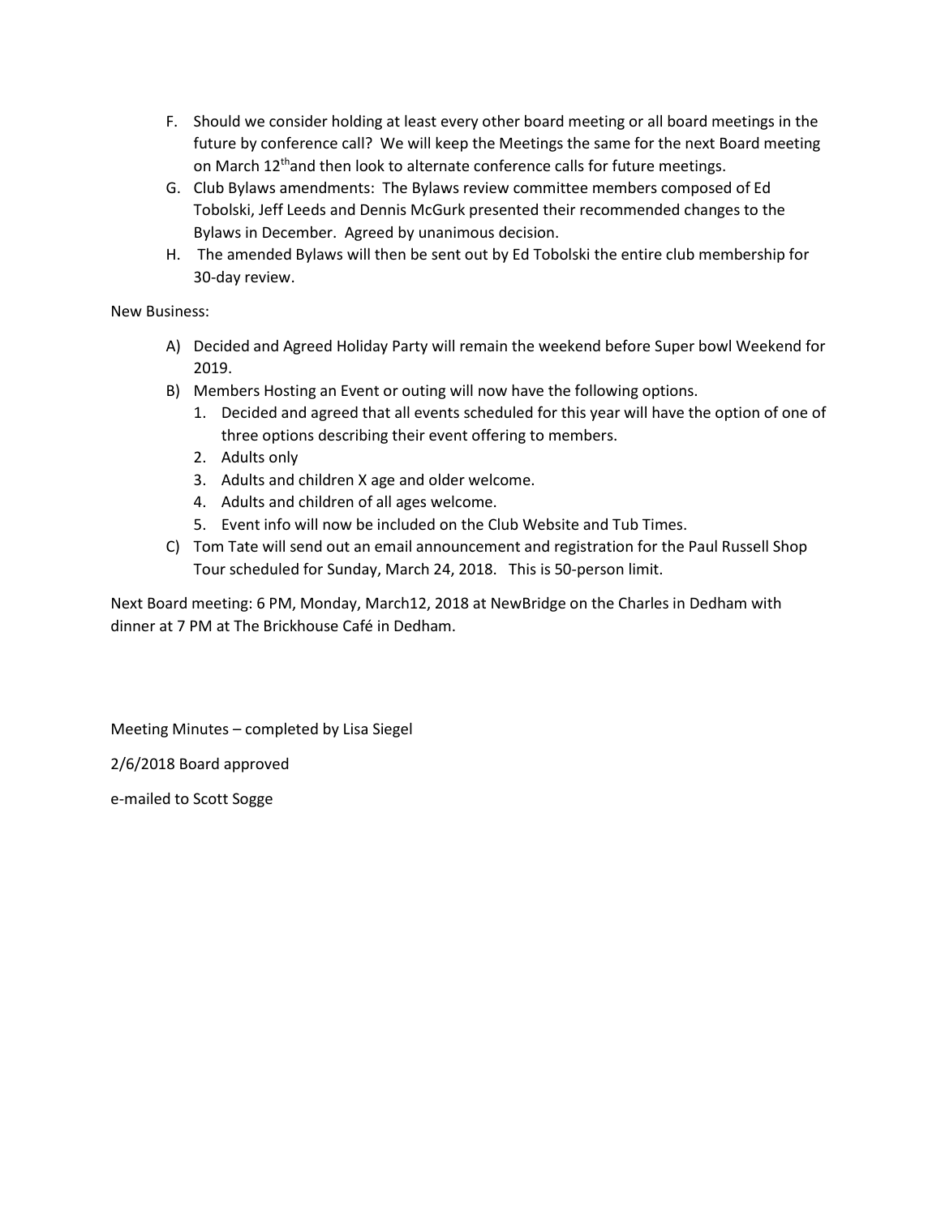F. Should we consider holding at least every other board meeting or all board meetings in the future by conference call? We will keep the Meetings the same for the next Board meeting on March 12th and then look to alternate conference calls for future meetings.

G. Club Bylaws amendments: The Bylaws review committee members composed of Ed Tobolski, Jeff Leeds and Dennis McGurk presented their recommended changes to the Bylaws in December. Agreed by unanimous decision.

H. The amended Bylaws will then be sent out by Ed Tobolski the entire club membership for 30-day review.

New Business:

A) Decided and Agreed Holiday Party will remain the weekend before Super bowl Weekend for 2019.

B) Members Hosting an Event or outing will now have the following options.
   1. Decided and agreed that all events scheduled for this year will have the option of one of three options describing their event offering to members.
   2. Adults only
   3. Adults and children X age and older welcome.
   4. Adults and children of all ages welcome.
   5. Event info will now be included on the Club Website and Tub Times.

C) Tom Tate will send out an email announcement and registration for the Paul Russell Shop Tour scheduled for Sunday, March 24, 2018. This is 50-person limit.

Next Board meeting: 6 PM, Monday, March12, 2018 at NewBridge on the Charles in Dedham with dinner at 7 PM at The Brickhouse Café in Dedham.

Meeting Minutes – completed by Lisa Siegel

2/6/2018 Board approved

e-mailed to Scott Sogge